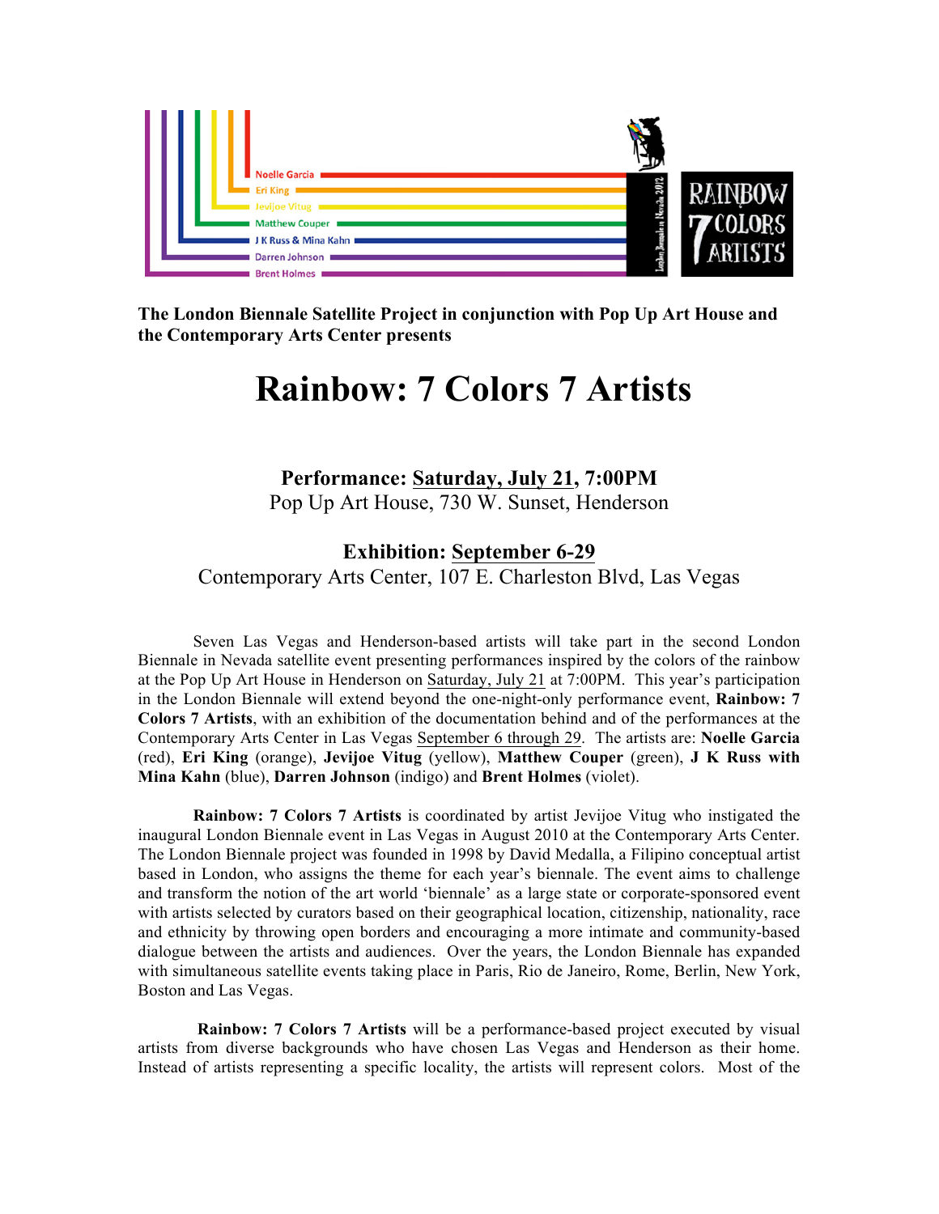Noelle Garcia
Eri King
Jevijoe Vitug
Matthew Couper
J K Russ & Mina Kahn
Darren Johnson
Brent Holmes

London Biennale in Nevada 2012

RAINBOW 7 COLORS 7 ARTISTS

**The London Biennale Satellite Project in conjunction with Pop Up Art House and the Contemporary Arts Center presents**

# Rainbow: 7 Colors 7 Artists

**Performance: Saturday, July 21, 7:00PM**
Pop Up Art House, 730 W. Sunset, Henderson

**Exhibition: September 6-29**
Contemporary Arts Center, 107 E. Charleston Blvd, Las Vegas

Seven Las Vegas and Henderson-based artists will take part in the second London Biennale in Nevada satellite event presenting performances inspired by the colors of the rainbow at the Pop Up Art House in Henderson on Saturday, July 21 at 7:00PM. This year's participation in the London Biennale will extend beyond the one-night-only performance event, **Rainbow: 7 Colors 7 Artists**, with an exhibition of the documentation behind and of the performances at the Contemporary Arts Center in Las Vegas September 6 through 29. The artists are: **Noelle Garcia** (red), **Eri King** (orange), **Jevijoe Vitug** (yellow), **Matthew Couper** (green), **J K Russ with Mina Kahn** (blue), **Darren Johnson** (indigo) and **Brent Holmes** (violet).

**Rainbow: 7 Colors 7 Artists** is coordinated by artist Jevijoe Vitug who instigated the inaugural London Biennale event in Las Vegas in August 2010 at the Contemporary Arts Center. The London Biennale project was founded in 1998 by David Medalla, a Filipino conceptual artist based in London, who assigns the theme for each year's biennale. The event aims to challenge and transform the notion of the art world 'biennale' as a large state or corporate-sponsored event with artists selected by curators based on their geographical location, citizenship, nationality, race and ethnicity by throwing open borders and encouraging a more intimate and community-based dialogue between the artists and audiences. Over the years, the London Biennale has expanded with simultaneous satellite events taking place in Paris, Rio de Janeiro, Rome, Berlin, New York, Boston and Las Vegas.

**Rainbow: 7 Colors 7 Artists** will be a performance-based project executed by visual artists from diverse backgrounds who have chosen Las Vegas and Henderson as their home. Instead of artists representing a specific locality, the artists will represent colors. Most of the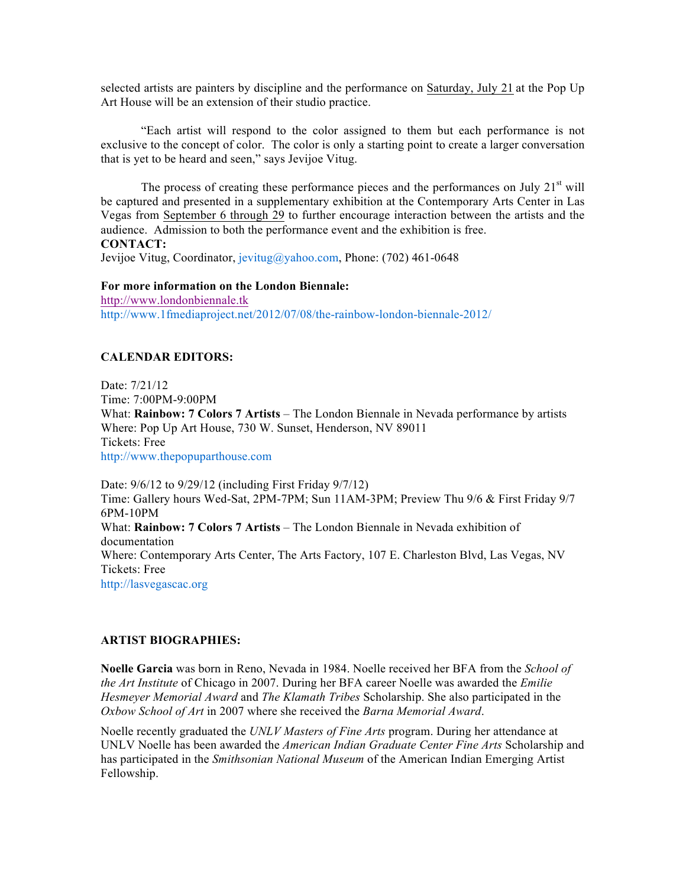selected artists are painters by discipline and the performance on Saturday, July 21 at the Pop Up Art House will be an extension of their studio practice.

"Each artist will respond to the color assigned to them but each performance is not exclusive to the concept of color. The color is only a starting point to create a larger conversation that is yet to be heard and seen," says Jevijoe Vitug.

The process of creating these performance pieces and the performances on July 21st will be captured and presented in a supplementary exhibition at the Contemporary Arts Center in Las Vegas from September 6 through 29 to further encourage interaction between the artists and the audience. Admission to both the performance event and the exhibition is free.

**CONTACT:**
Jevijoe Vitug, Coordinator, jevitug@yahoo.com, Phone: (702) 461-0648

**For more information on the London Biennale:**
http://www.londonbiennale.tk
http://www.1fmediaproject.net/2012/07/08/the-rainbow-london-biennale-2012/

**CALENDAR EDITORS:**

Date: 7/21/12
Time: 7:00PM-9:00PM
What: **Rainbow: 7 Colors 7 Artists** – The London Biennale in Nevada performance by artists
Where: Pop Up Art House, 730 W. Sunset, Henderson, NV 89011
Tickets: Free
http://www.thepopuparthouse.com

Date: 9/6/12 to 9/29/12 (including First Friday 9/7/12)
Time: Gallery hours Wed-Sat, 2PM-7PM; Sun 11AM-3PM; Preview Thu 9/6 & First Friday 9/7 6PM-10PM
What: **Rainbow: 7 Colors 7 Artists** – The London Biennale in Nevada exhibition of documentation
Where: Contemporary Arts Center, The Arts Factory, 107 E. Charleston Blvd, Las Vegas, NV
Tickets: Free
http://lasvegascac.org

**ARTIST BIOGRAPHIES:**

**Noelle Garcia** was born in Reno, Nevada in 1984. Noelle received her BFA from the *School of the Art Institute* of Chicago in 2007. During her BFA career Noelle was awarded the *Emilie Hesmeyer Memorial Award* and *The Klamath Tribes* Scholarship. She also participated in the *Oxbow School of Art* in 2007 where she received the *Barna Memorial Award*.

Noelle recently graduated the *UNLV Masters of Fine Arts* program. During her attendance at UNLV Noelle has been awarded the *American Indian Graduate Center Fine Arts* Scholarship and has participated in the *Smithsonian National Museum* of the American Indian Emerging Artist Fellowship.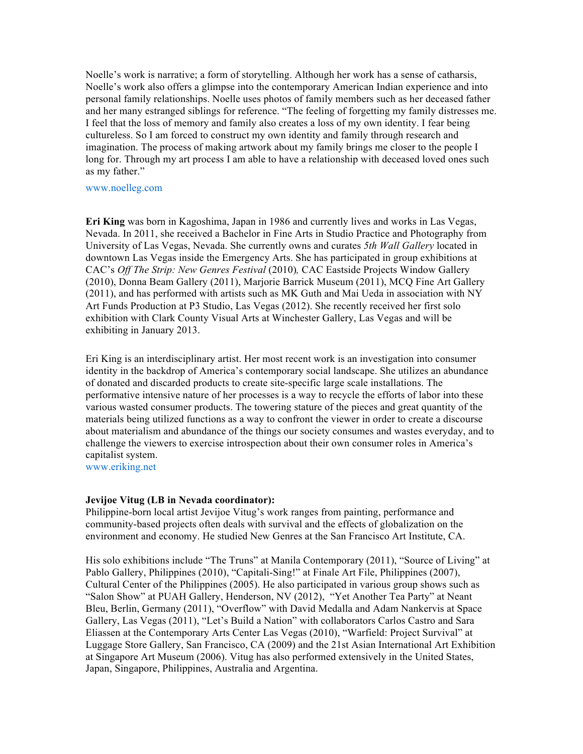Noelle's work is narrative; a form of storytelling. Although her work has a sense of catharsis, Noelle's work also offers a glimpse into the contemporary American Indian experience and into personal family relationships. Noelle uses photos of family members such as her deceased father and her many estranged siblings for reference. "The feeling of forgetting my family distresses me. I feel that the loss of memory and family also creates a loss of my own identity. I fear being cultureless. So I am forced to construct my own identity and family through research and imagination. The process of making artwork about my family brings me closer to the people I long for. Through my art process I am able to have a relationship with deceased loved ones such as my father."

www.noelleg.com

**Eri King** was born in Kagoshima, Japan in 1986 and currently lives and works in Las Vegas, Nevada. In 2011, she received a Bachelor in Fine Arts in Studio Practice and Photography from University of Las Vegas, Nevada. She currently owns and curates *5th Wall Gallery* located in downtown Las Vegas inside the Emergency Arts. She has participated in group exhibitions at CAC's *Off The Strip: New Genres Festival* (2010)*,* CAC Eastside Projects Window Gallery (2010), Donna Beam Gallery (2011), Marjorie Barrick Museum (2011), MCQ Fine Art Gallery (2011), and has performed with artists such as MK Guth and Mai Ueda in association with NY Art Funds Production at P3 Studio, Las Vegas (2012). She recently received her first solo exhibition with Clark County Visual Arts at Winchester Gallery, Las Vegas and will be exhibiting in January 2013.

Eri King is an interdisciplinary artist. Her most recent work is an investigation into consumer identity in the backdrop of America's contemporary social landscape. She utilizes an abundance of donated and discarded products to create site-specific large scale installations. The performative intensive nature of her processes is a way to recycle the efforts of labor into these various wasted consumer products. The towering stature of the pieces and great quantity of the materials being utilized functions as a way to confront the viewer in order to create a discourse about materialism and abundance of the things our society consumes and wastes everyday, and to challenge the viewers to exercise introspection about their own consumer roles in America's capitalist system.
www.eriking.net

**Jevijoe Vitug (LB in Nevada coordinator):**
Philippine-born local artist Jevijoe Vitug's work ranges from painting, performance and community-based projects often deals with survival and the effects of globalization on the environment and economy. He studied New Genres at the San Francisco Art Institute, CA.

His solo exhibitions include "The Truns" at Manila Contemporary (2011), "Source of Living" at Pablo Gallery, Philippines (2010), "Capitali-Sing!" at Finale Art File, Philippines (2007), Cultural Center of the Philippines (2005). He also participated in various group shows such as "Salon Show" at PUAH Gallery, Henderson, NV (2012), "Yet Another Tea Party" at Neant Bleu, Berlin, Germany (2011), "Overflow" with David Medalla and Adam Nankervis at Space Gallery, Las Vegas (2011), "Let's Build a Nation" with collaborators Carlos Castro and Sara Eliassen at the Contemporary Arts Center Las Vegas (2010), "Warfield: Project Survival" at Luggage Store Gallery, San Francisco, CA (2009) and the 21st Asian International Art Exhibition at Singapore Art Museum (2006). Vitug has also performed extensively in the United States, Japan, Singapore, Philippines, Australia and Argentina.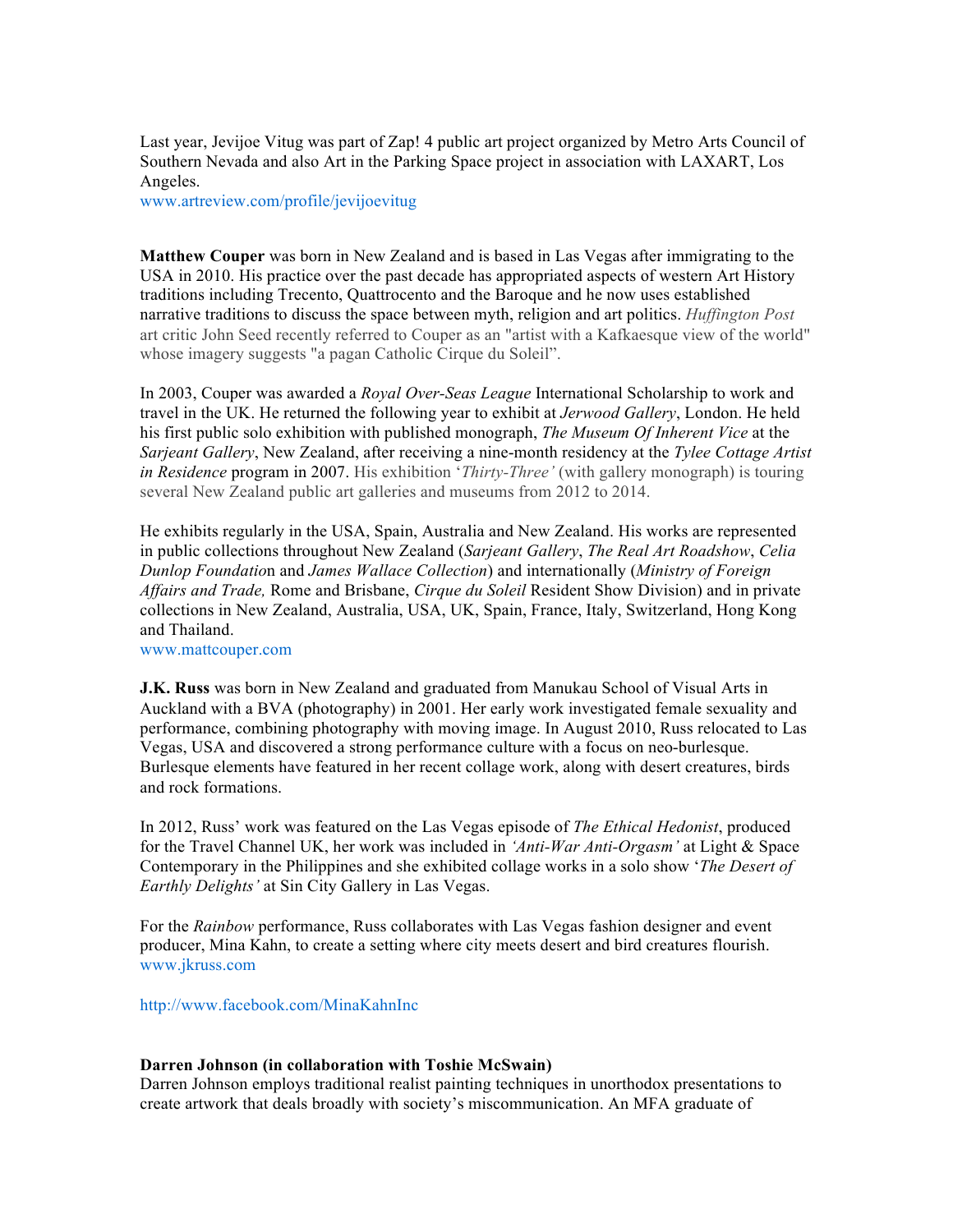Last year, Jevijoe Vitug was part of Zap! 4 public art project organized by Metro Arts Council of Southern Nevada and also Art in the Parking Space project in association with LAXART, Los Angeles.
www.artreview.com/profile/jevijoevitug

**Matthew Couper** was born in New Zealand and is based in Las Vegas after immigrating to the USA in 2010. His practice over the past decade has appropriated aspects of western Art History traditions including Trecento, Quattrocento and the Baroque and he now uses established narrative traditions to discuss the space between myth, religion and art politics. *Huffington Post* art critic John Seed recently referred to Couper as an "artist with a Kafkaesque view of the world" whose imagery suggests "a pagan Catholic Cirque du Soleil".

In 2003, Couper was awarded a *Royal Over-Seas League* International Scholarship to work and travel in the UK. He returned the following year to exhibit at *Jerwood Gallery*, London. He held his first public solo exhibition with published monograph, *The Museum Of Inherent Vice* at the *Sarjeant Gallery*, New Zealand, after receiving a nine-month residency at the *Tylee Cottage Artist in Residence* program in 2007. His exhibition '*Thirty-Three'* (with gallery monograph) is touring several New Zealand public art galleries and museums from 2012 to 2014.

He exhibits regularly in the USA, Spain, Australia and New Zealand. His works are represented in public collections throughout New Zealand (*Sarjeant Gallery*, *The Real Art Roadshow*, *Celia Dunlop Foundation* and *James Wallace Collection*) and internationally (*Ministry of Foreign Affairs and Trade,* Rome and Brisbane, *Cirque du Soleil* Resident Show Division) and in private collections in New Zealand, Australia, USA, UK, Spain, France, Italy, Switzerland, Hong Kong and Thailand.
www.mattcouper.com

**J.K. Russ** was born in New Zealand and graduated from Manukau School of Visual Arts in Auckland with a BVA (photography) in 2001. Her early work investigated female sexuality and performance, combining photography with moving image. In August 2010, Russ relocated to Las Vegas, USA and discovered a strong performance culture with a focus on neo-burlesque. Burlesque elements have featured in her recent collage work, along with desert creatures, birds and rock formations.

In 2012, Russ' work was featured on the Las Vegas episode of *The Ethical Hedonist*, produced for the Travel Channel UK, her work was included in *'Anti-War Anti-Orgasm'* at Light & Space Contemporary in the Philippines and she exhibited collage works in a solo show '*The Desert of Earthly Delights'* at Sin City Gallery in Las Vegas.

For the *Rainbow* performance, Russ collaborates with Las Vegas fashion designer and event producer, Mina Kahn, to create a setting where city meets desert and bird creatures flourish.
www.jkruss.com

http://www.facebook.com/MinaKahnInc

**Darren Johnson (in collaboration with Toshie McSwain)**
Darren Johnson employs traditional realist painting techniques in unorthodox presentations to create artwork that deals broadly with society's miscommunication. An MFA graduate of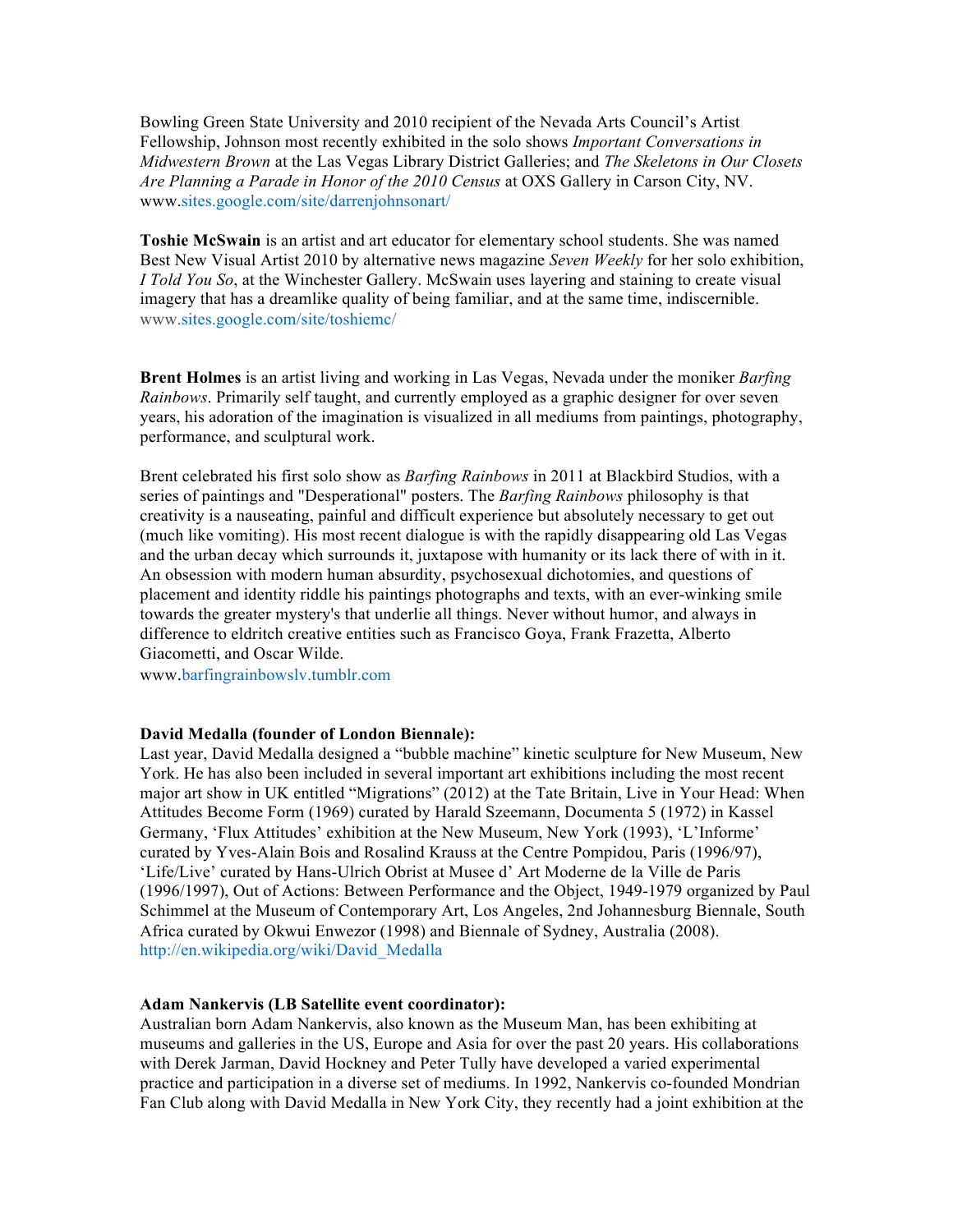Bowling Green State University and 2010 recipient of the Nevada Arts Council's Artist Fellowship, Johnson most recently exhibited in the solo shows *Important Conversations in Midwestern Brown* at the Las Vegas Library District Galleries; and *The Skeletons in Our Closets Are Planning a Parade in Honor of the 2010 Census* at OXS Gallery in Carson City, NV. www.sites.google.com/site/darrenjohnsonart/

**Toshie McSwain** is an artist and art educator for elementary school students. She was named Best New Visual Artist 2010 by alternative news magazine *Seven Weekly* for her solo exhibition, *I Told You So*, at the Winchester Gallery. McSwain uses layering and staining to create visual imagery that has a dreamlike quality of being familiar, and at the same time, indiscernible. www.sites.google.com/site/toshiemc/

**Brent Holmes** is an artist living and working in Las Vegas, Nevada under the moniker *Barfing Rainbows*. Primarily self taught, and currently employed as a graphic designer for over seven years, his adoration of the imagination is visualized in all mediums from paintings, photography, performance, and sculptural work.

Brent celebrated his first solo show as *Barfing Rainbows* in 2011 at Blackbird Studios, with a series of paintings and "Desperational" posters. The *Barfing Rainbows* philosophy is that creativity is a nauseating, painful and difficult experience but absolutely necessary to get out (much like vomiting). His most recent dialogue is with the rapidly disappearing old Las Vegas and the urban decay which surrounds it, juxtapose with humanity or its lack there of with in it. An obsession with modern human absurdity, psychosexual dichotomies, and questions of placement and identity riddle his paintings photographs and texts, with an ever-winking smile towards the greater mystery's that underlie all things. Never without humor, and always in difference to eldritch creative entities such as Francisco Goya, Frank Frazetta, Alberto Giacometti, and Oscar Wilde.
www.barfingrainbowslv.tumblr.com

**David Medalla (founder of London Biennale):**
Last year, David Medalla designed a "bubble machine" kinetic sculpture for New Museum, New York. He has also been included in several important art exhibitions including the most recent major art show in UK entitled "Migrations" (2012) at the Tate Britain, Live in Your Head: When Attitudes Become Form (1969) curated by Harald Szeemann, Documenta 5 (1972) in Kassel Germany, 'Flux Attitudes' exhibition at the New Museum, New York (1993), 'L'Informe' curated by Yves-Alain Bois and Rosalind Krauss at the Centre Pompidou, Paris (1996/97), 'Life/Live' curated by Hans-Ulrich Obrist at Musee d' Art Moderne de la Ville de Paris (1996/1997), Out of Actions: Between Performance and the Object, 1949-1979 organized by Paul Schimmel at the Museum of Contemporary Art, Los Angeles, 2nd Johannesburg Biennale, South Africa curated by Okwui Enwezor (1998) and Biennale of Sydney, Australia (2008).
http://en.wikipedia.org/wiki/David_Medalla

**Adam Nankervis (LB Satellite event coordinator):**
Australian born Adam Nankervis, also known as the Museum Man, has been exhibiting at museums and galleries in the US, Europe and Asia for over the past 20 years. His collaborations with Derek Jarman, David Hockney and Peter Tully have developed a varied experimental practice and participation in a diverse set of mediums. In 1992, Nankervis co-founded Mondrian Fan Club along with David Medalla in New York City, they recently had a joint exhibition at the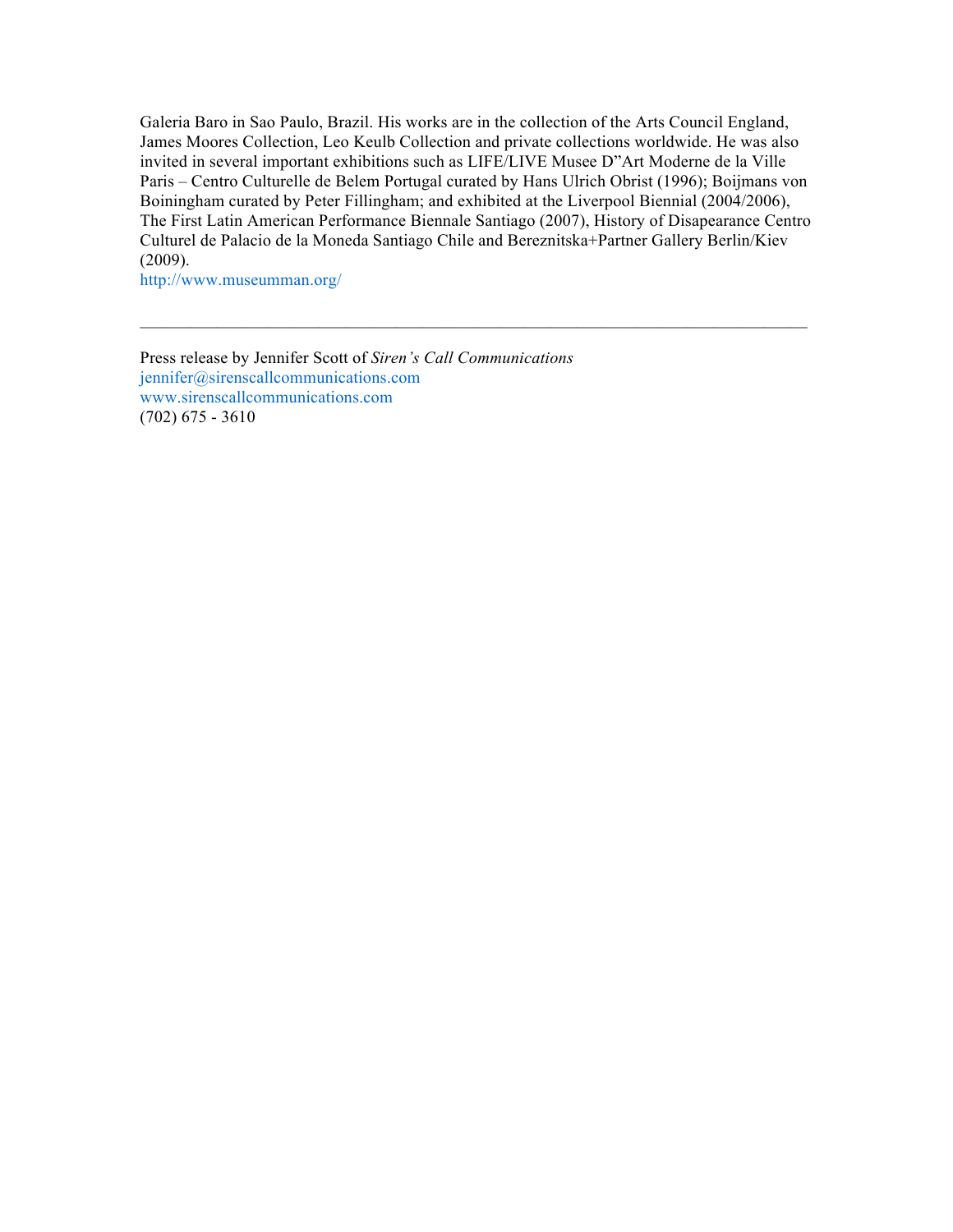Galeria Baro in Sao Paulo, Brazil. His works are in the collection of the Arts Council England, James Moores Collection, Leo Keulb Collection and private collections worldwide. He was also invited in several important exhibitions such as LIFE/LIVE Musee D"Art Moderne de la Ville Paris – Centro Culturelle de Belem Portugal curated by Hans Ulrich Obrist (1996); Boijmans von Boiningham curated by Peter Fillingham; and exhibited at the Liverpool Biennial (2004/2006), The First Latin American Performance Biennale Santiago (2007), History of Disapearance Centro Culturel de Palacio de la Moneda Santiago Chile and Bereznitska+Partner Gallery Berlin/Kiev (2009).
http://www.museumman.org/

---

Press release by Jennifer Scott of *Siren's Call Communications*
jennifer@sirenscallcommunications.com
www.sirenscallcommunications.com
(702) 675 - 3610